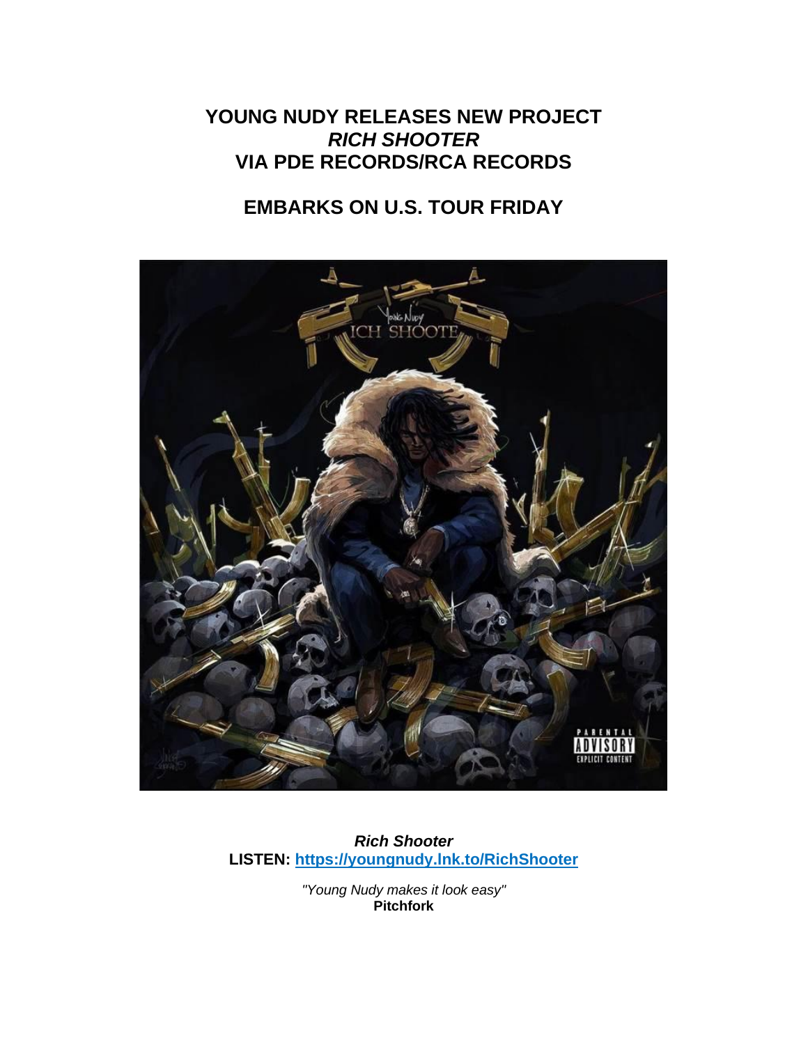# YOUNG NUDY RELEASES NEW PROJECT *RICH SHOOTER* VIA PDE RECORDS/RCA RECORDS

## EMBARKS ON U.S. TOUR FRIDAY

***Rich Shooter***
**LISTEN: [https://youngnudy.lnk.to/RichShooter](https://youngnudy.lnk.to/RichShooter)**

*"Young Nudy makes it look easy"*
**Pitchfork**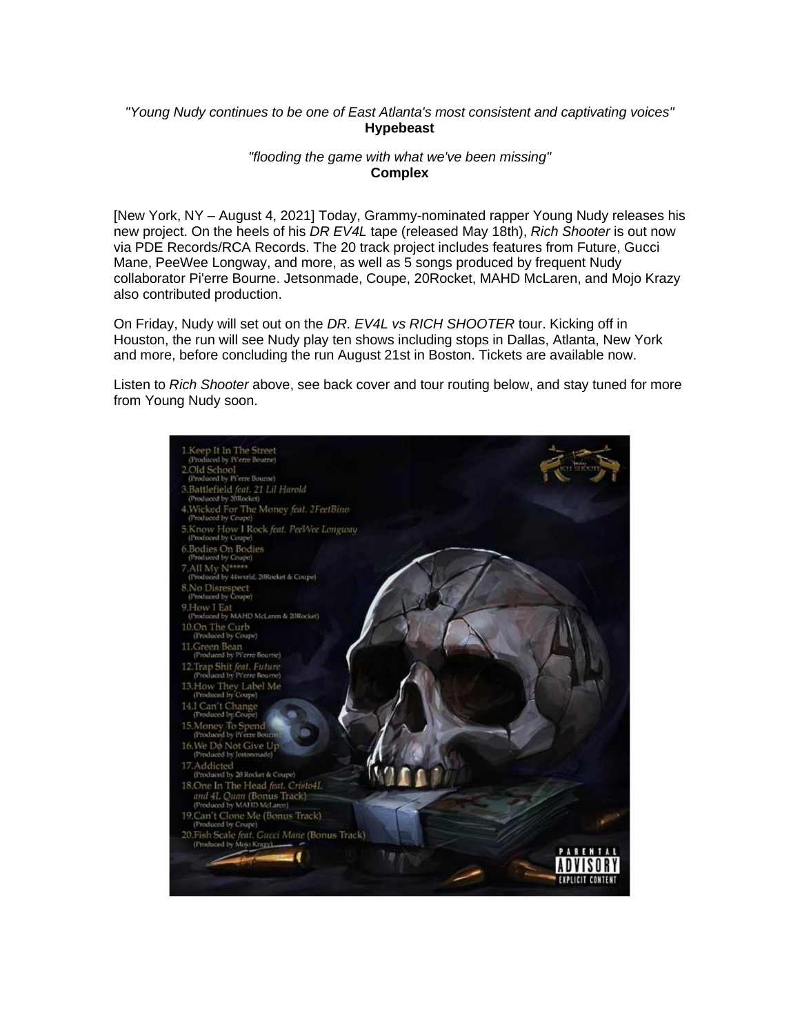*"Young Nudy continues to be one of East Atlanta's most consistent and captivating voices"*
**Hypebeast**

*"flooding the game with what we've been missing"*
**Complex**

[New York, NY – August 4, 2021] Today, Grammy-nominated rapper Young Nudy releases his new project. On the heels of his *DR EV4L* tape (released May 18th), *Rich Shooter* is out now via PDE Records/RCA Records. The 20 track project includes features from Future, Gucci Mane, PeeWee Longway, and more, as well as 5 songs produced by frequent Nudy collaborator Pi'erre Bourne. Jetsonmade, Coupe, 20Rocket, MAHD McLaren, and Mojo Krazy also contributed production.

On Friday, Nudy will set out on the *DR. EV4L vs RICH SHOOTER* tour. Kicking off in Houston, the run will see Nudy play ten shows including stops in Dallas, Atlanta, New York and more, before concluding the run August 21st in Boston. Tickets are available now.

Listen to *Rich Shooter* above, see back cover and tour routing below, and stay tuned for more from Young Nudy soon.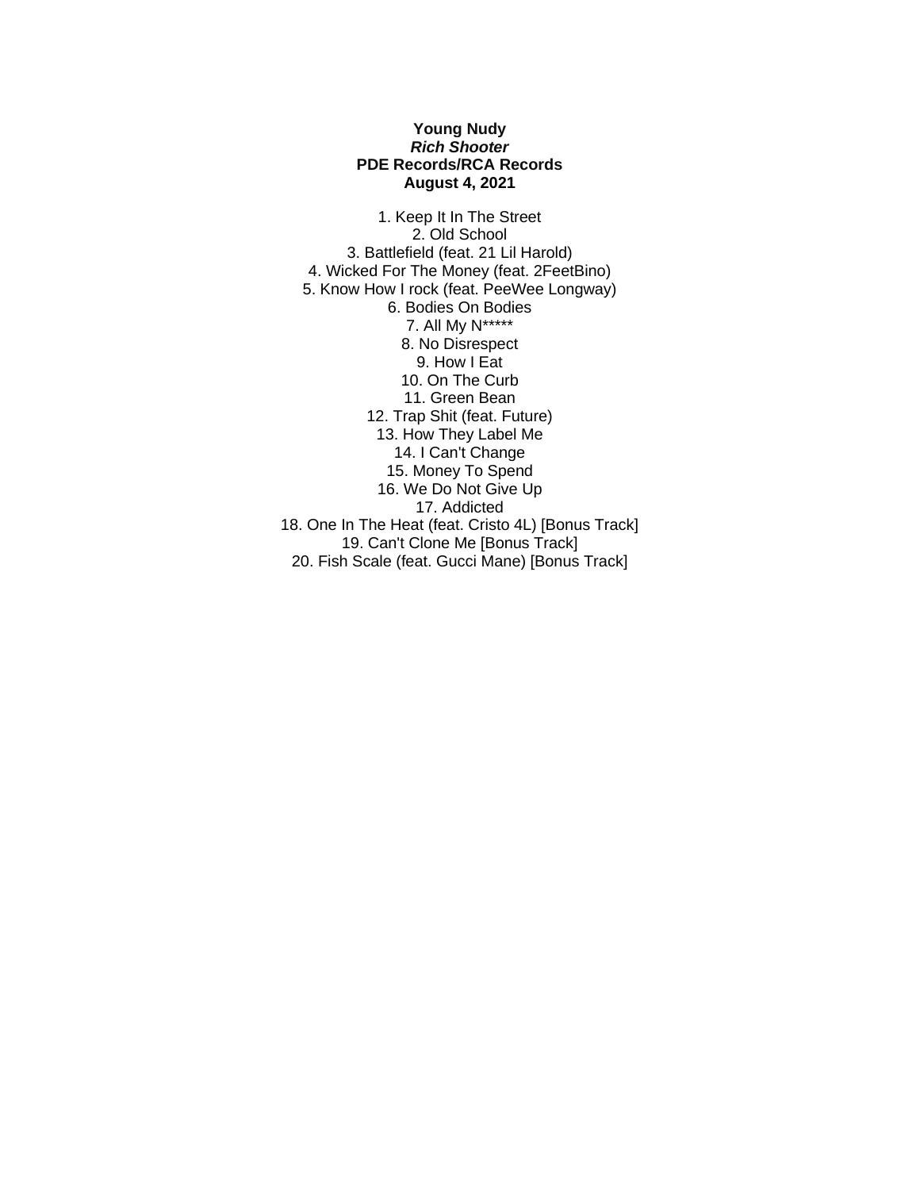**Young Nudy**
***Rich Shooter***
**PDE Records/RCA Records**
**August 4, 2021**

1. Keep It In The Street
2. Old School
3. Battlefield (feat. 21 Lil Harold)
4. Wicked For The Money (feat. 2FeetBino)
5. Know How I rock (feat. PeeWee Longway)
6. Bodies On Bodies
7. All My N*****
8. No Disrespect
9. How I Eat
10. On The Curb
11. Green Bean
12. Trap Shit (feat. Future)
13. How They Label Me
14. I Can't Change
15. Money To Spend
16. We Do Not Give Up
17. Addicted
18. One In The Heat (feat. Cristo 4L) [Bonus Track]
19. Can't Clone Me [Bonus Track]
20. Fish Scale (feat. Gucci Mane) [Bonus Track]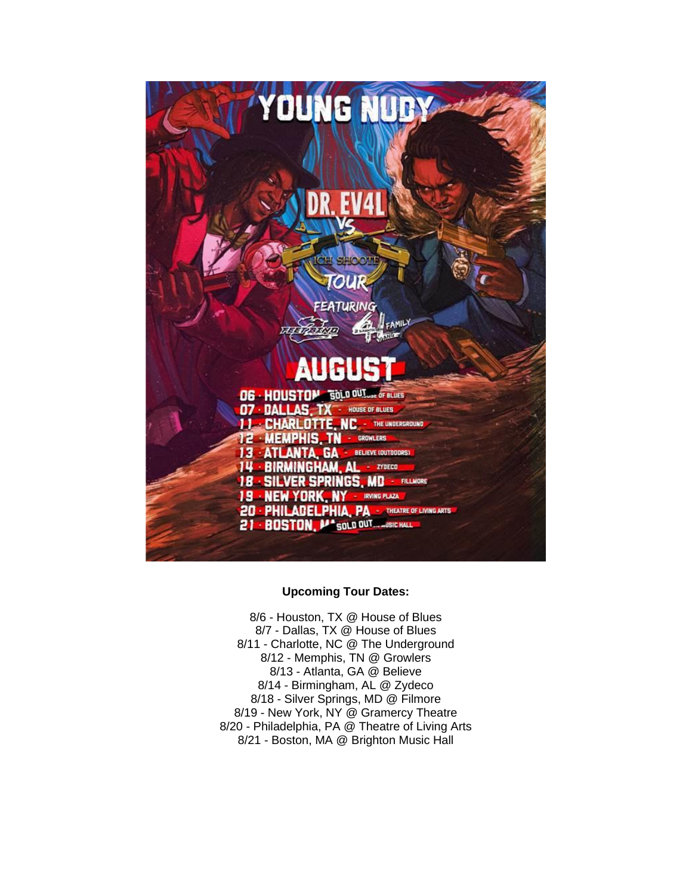**Upcoming Tour Dates:**

8/6 - Houston, TX @ House of Blues
8/7 - Dallas, TX @ House of Blues
8/11 - Charlotte, NC @ The Underground
8/12 - Memphis, TN @ Growlers
8/13 - Atlanta, GA @ Believe
8/14 - Birmingham, AL @ Zydeco
8/18 - Silver Springs, MD @ Filmore
8/19 - New York, NY @ Gramercy Theatre
8/20 - Philadelphia, PA @ Theatre of Living Arts
8/21 - Boston, MA @ Brighton Music Hall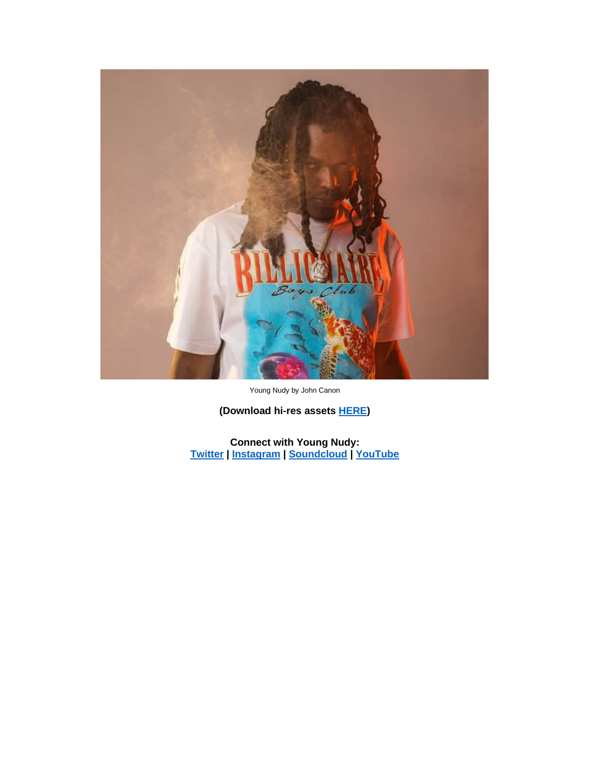Young Nudy by John Canon

**(Download hi-res assets HERE)**

**Connect with Young Nudy:**
**Twitter | Instagram | Soundcloud | YouTube**